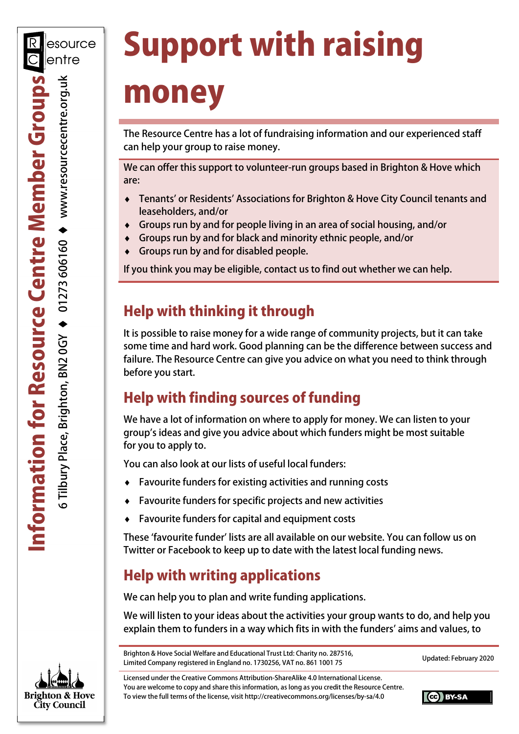# Support with raising money

The Resource Centre has a lot of fundraising information and our experienced staff can help your group to raise money.

We can offer this support to volunteer-run groups based in Brighton & Hove which are:

- Tenants' or Residents' Associations for Brighton & Hove City Council tenants and leaseholders, and/or
- Groups run by and for people living in an area of social housing, and/or
- Groups run by and for black and minority ethnic people, and/or
- Groups run by and for disabled people.

If you think you may be eligible, contact us to find out whether we can help.

## Help with thinking it through

It is possible to raise money for a wide range of community projects, but it can take some time and hard work. Good planning can be the difference between success and failure. The Resource Centre can give you advice on what you need to think through before you start.

## Help with finding sources of funding

We have a lot of information on where to apply for money. We can listen to your group's ideas and give you advice about which funders might be most suitable for you to apply to.

You can also look at our lists of useful local funders:

- Favourite funders for existing activities and running costs
- Favourite funders for specific projects and new activities
- Favourite funders for capital and equipment costs

These 'favourite funder' lists are all available on our website. You can follow us on Twitter or Facebook to keep up to date with the latest local funding news.

## Help with writing applications

We can help you to plan and write funding applications.

We will listen to your ideas about the activities your group wants to do, and help you explain them to funders in a way which fits in with the funders' aims and values, to

Brighton & Hove Social Welfare and Educational Trust Ltd: Charity no. 287516, Limited Company registered in England no. 1730256, VAT no. 861 1001 75

Updated: February 2020

Licensed under the Creative Commons Attribution-ShareAlike 4.0 International License. You are welcome to copy and share this information, as long as you credit the Resource Centre. To view the full terms of the license, visit http://creativecommons.org/licenses/by-sa/4.0

Information for Resource Centre Member Groups

6 Tilbury Place, Brighton, BN2 0GY ◆ 01273 606160 ◆ www.resourcecentre.org.uk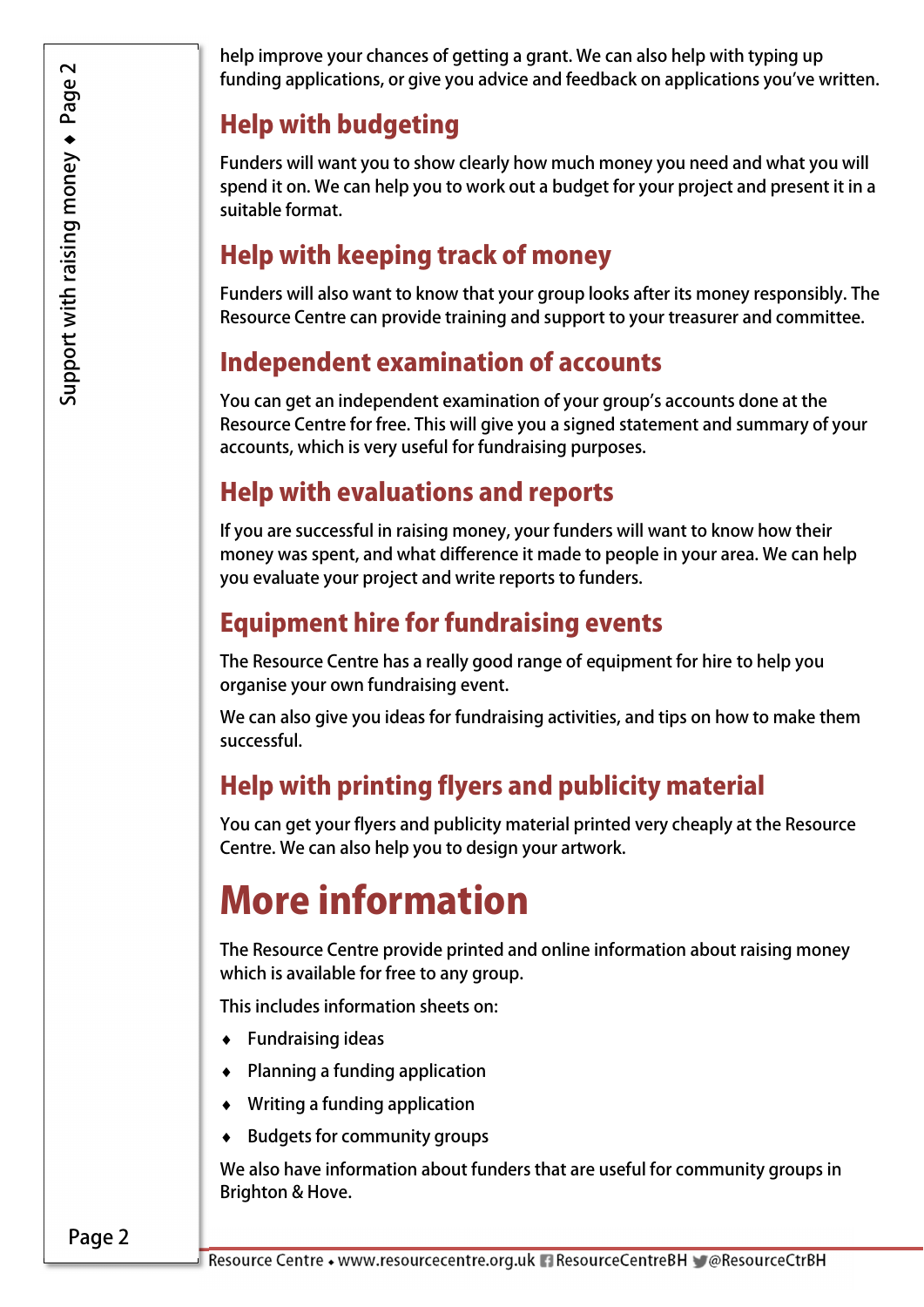help improve your chances of getting a grant. We can also help with typing up funding applications, or give you advice and feedback on applications you've written.

## Help with budgeting

Funders will want you to show clearly how much money you need and what you will spend it on. We can help you to work out a budget for your project and present it in a suitable format.

## Help with keeping track of money

Funders will also want to know that your group looks after its money responsibly. The Resource Centre can provide training and support to your treasurer and committee.

## Independent examination of accounts

You can get an independent examination of your group's accounts done at the Resource Centre for free. This will give you a signed statement and summary of your accounts, which is very useful for fundraising purposes.

## Help with evaluations and reports

If you are successful in raising money, your funders will want to know how their money was spent, and what difference it made to people in your area. We can help you evaluate your project and write reports to funders.

## Equipment hire for fundraising events

The Resource Centre has a really good range of equipment for hire to help you organise your own fundraising event.

We can also give you ideas for fundraising activities, and tips on how to make them successful.

## Help with printing flyers and publicity material

You can get your flyers and publicity material printed very cheaply at the Resource Centre. We can also help you to design your artwork.

# More information

The Resource Centre provide printed and online information about raising money which is available for free to any group.

This includes information sheets on:

- Fundraising ideas
- Planning a funding application
- Writing a funding application
- Budgets for community groups

We also have information about funders that are useful for community groups in Brighton & Hove.